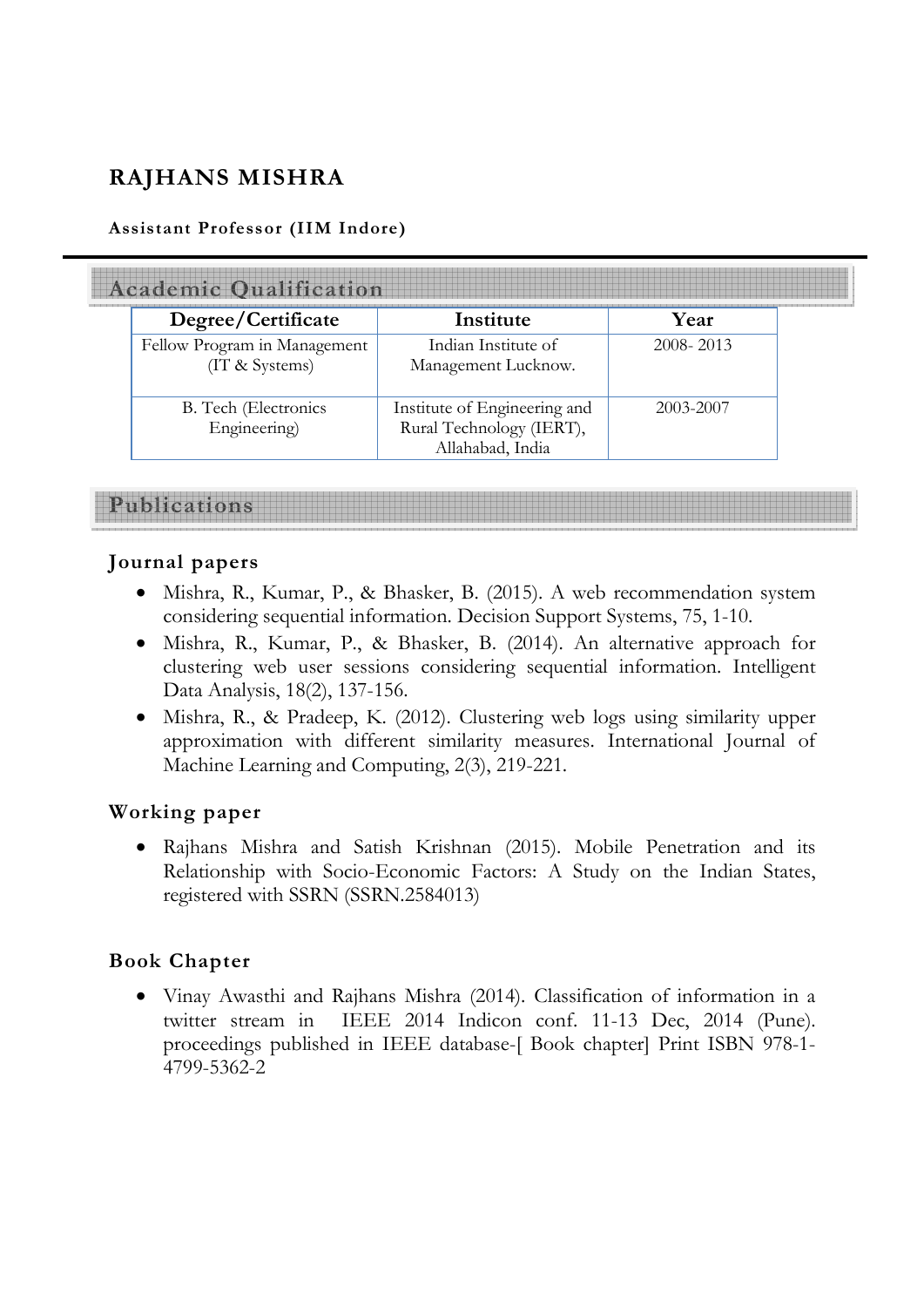# RAJHANS MISHRA

**Assistant Professor (IIM Indore)**

## Academic Qualification

| Degree/Certificate | Institute | Year |
| --- | --- | --- |
| Fellow Program in Management (IT & Systems) | Indian Institute of Management Lucknow. | 2008- 2013 |
| B. Tech (Electronics Engineering) | Institute of Engineering and Rural Technology (IERT), Allahabad, India | 2003-2007 |

## Publications

### Journal papers

- Mishra, R., Kumar, P., & Bhasker, B. (2015). A web recommendation system considering sequential information. Decision Support Systems, 75, 1-10.
- Mishra, R., Kumar, P., & Bhasker, B. (2014). An alternative approach for clustering web user sessions considering sequential information. Intelligent Data Analysis, 18(2), 137-156.
- Mishra, R., & Pradeep, K. (2012). Clustering web logs using similarity upper approximation with different similarity measures. International Journal of Machine Learning and Computing, 2(3), 219-221.

### Working paper

- Rajhans Mishra and Satish Krishnan (2015). Mobile Penetration and its Relationship with Socio-Economic Factors: A Study on the Indian States, registered with SSRN (SSRN.2584013)

### Book Chapter

- Vinay Awasthi and Rajhans Mishra (2014). Classification of information in a twitter stream in IEEE 2014 Indicon conf. 11-13 Dec, 2014 (Pune). proceedings published in IEEE database-[ Book chapter] Print ISBN 978-1-4799-5362-2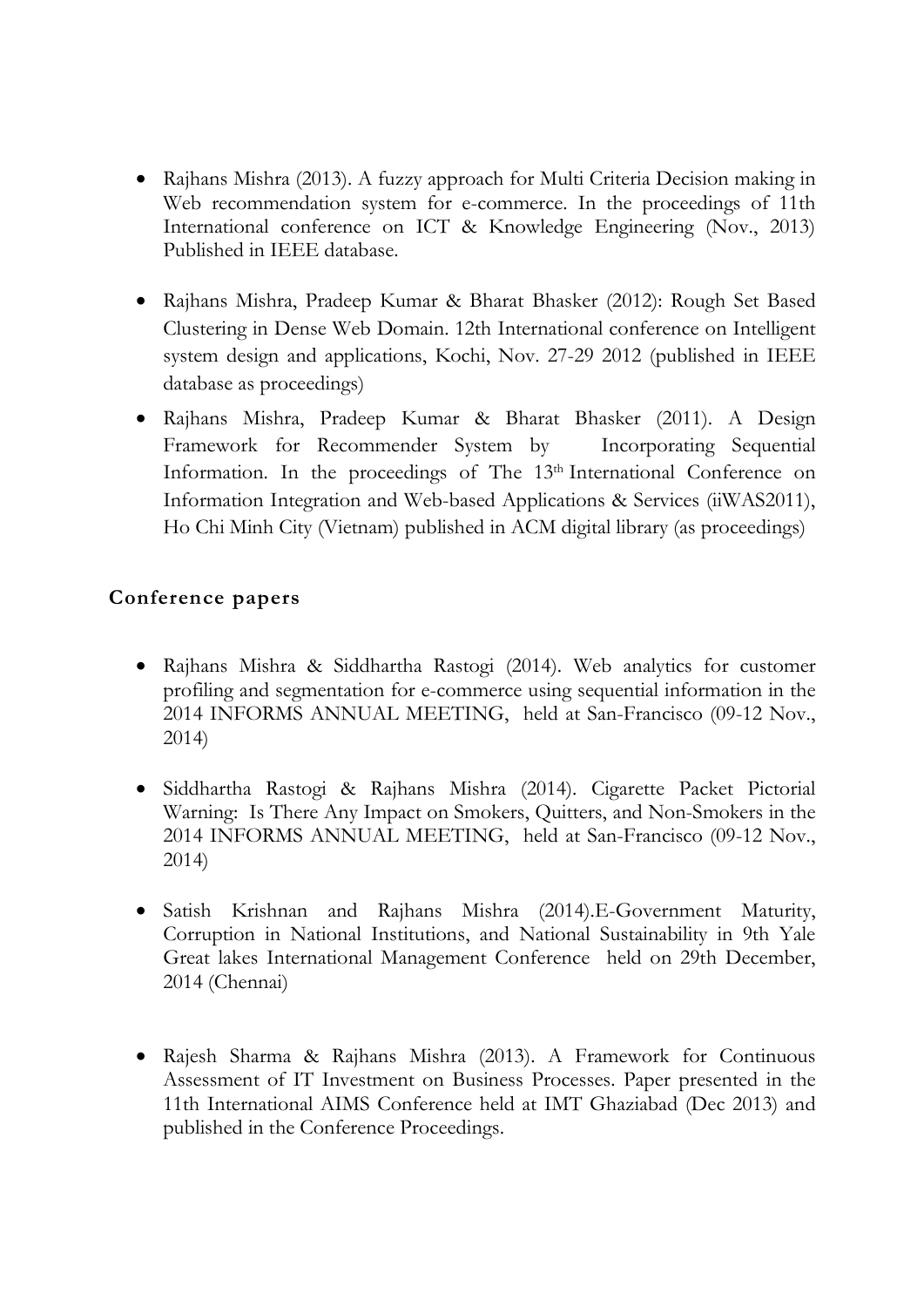- Rajhans Mishra (2013). A fuzzy approach for Multi Criteria Decision making in Web recommendation system for e-commerce. In the proceedings of 11th International conference on ICT & Knowledge Engineering (Nov., 2013) Published in IEEE database.

- Rajhans Mishra, Pradeep Kumar & Bharat Bhasker (2012): Rough Set Based Clustering in Dense Web Domain. 12th International conference on Intelligent system design and applications, Kochi, Nov. 27-29 2012 (published in IEEE database as proceedings)

- Rajhans Mishra, Pradeep Kumar & Bharat Bhasker (2011). A Design Framework for Recommender System by Incorporating Sequential Information. In the proceedings of The 13th International Conference on Information Integration and Web-based Applications & Services (iiWAS2011), Ho Chi Minh City (Vietnam) published in ACM digital library (as proceedings)

## Conference papers

- Rajhans Mishra & Siddhartha Rastogi (2014). Web analytics for customer profiling and segmentation for e-commerce using sequential information in the 2014 INFORMS ANNUAL MEETING, held at San-Francisco (09-12 Nov., 2014)

- Siddhartha Rastogi & Rajhans Mishra (2014). Cigarette Packet Pictorial Warning: Is There Any Impact on Smokers, Quitters, and Non-Smokers in the 2014 INFORMS ANNUAL MEETING, held at San-Francisco (09-12 Nov., 2014)

- Satish Krishnan and Rajhans Mishra (2014).E-Government Maturity, Corruption in National Institutions, and National Sustainability in 9th Yale Great lakes International Management Conference held on 29th December, 2014 (Chennai)

- Rajesh Sharma & Rajhans Mishra (2013). A Framework for Continuous Assessment of IT Investment on Business Processes. Paper presented in the 11th International AIMS Conference held at IMT Ghaziabad (Dec 2013) and published in the Conference Proceedings.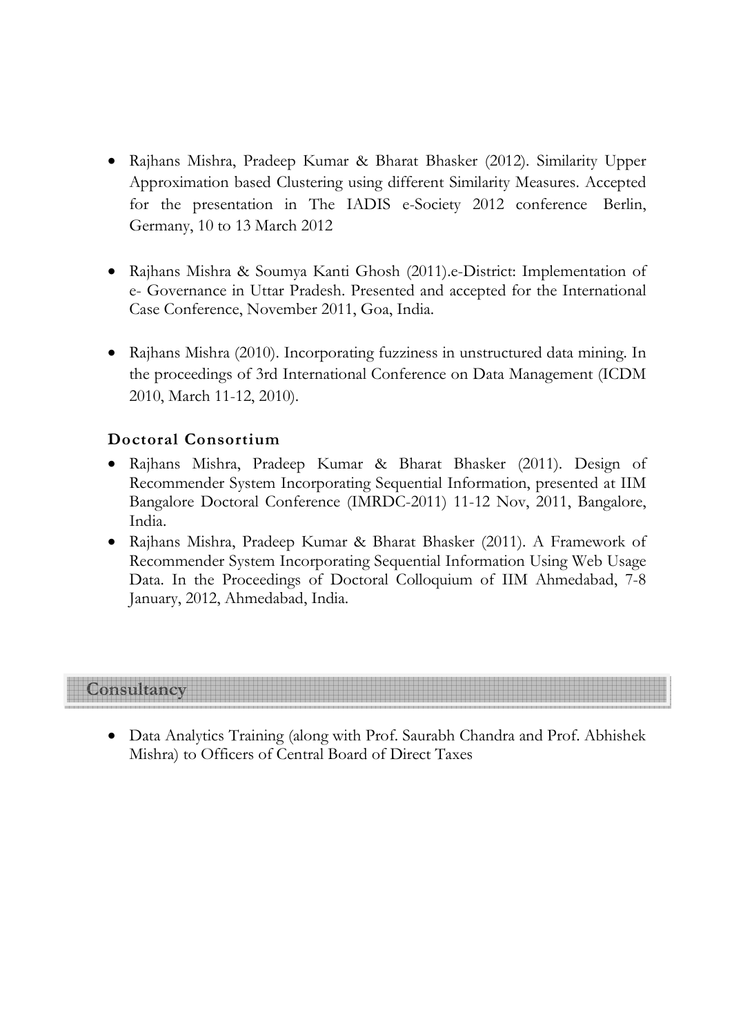- Rajhans Mishra, Pradeep Kumar & Bharat Bhasker (2012). Similarity Upper Approximation based Clustering using different Similarity Measures. Accepted for the presentation in The IADIS e-Society 2012 conference Berlin, Germany, 10 to 13 March 2012

- Rajhans Mishra & Soumya Kanti Ghosh (2011).e-District: Implementation of e- Governance in Uttar Pradesh. Presented and accepted for the International Case Conference, November 2011, Goa, India.

- Rajhans Mishra (2010). Incorporating fuzziness in unstructured data mining. In the proceedings of 3rd International Conference on Data Management (ICDM 2010, March 11-12, 2010).

### Doctoral Consortium

- Rajhans Mishra, Pradeep Kumar & Bharat Bhasker (2011). Design of Recommender System Incorporating Sequential Information, presented at IIM Bangalore Doctoral Conference (IMRDC-2011) 11-12 Nov, 2011, Bangalore, India.
- Rajhans Mishra, Pradeep Kumar & Bharat Bhasker (2011). A Framework of Recommender System Incorporating Sequential Information Using Web Usage Data. In the Proceedings of Doctoral Colloquium of IIM Ahmedabad, 7-8 January, 2012, Ahmedabad, India.

## Consultancy

- Data Analytics Training (along with Prof. Saurabh Chandra and Prof. Abhishek Mishra) to Officers of Central Board of Direct Taxes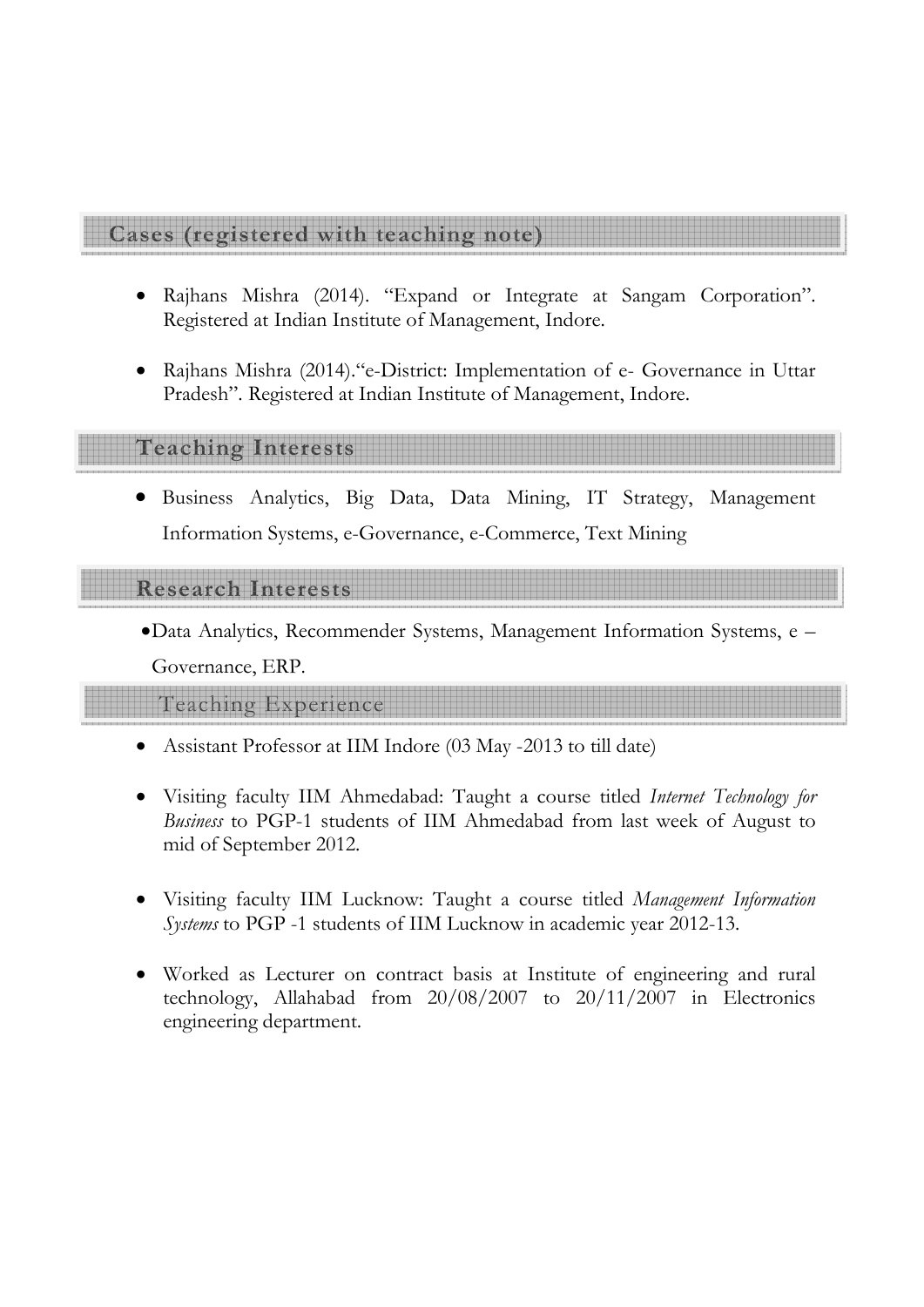## Cases (registered with teaching note)

- Rajhans Mishra (2014). "Expand or Integrate at Sangam Corporation". Registered at Indian Institute of Management, Indore.
- Rajhans Mishra (2014)."e-District: Implementation of e- Governance in Uttar Pradesh". Registered at Indian Institute of Management, Indore.

## Teaching Interests

- Business Analytics, Big Data, Data Mining, IT Strategy, Management Information Systems, e-Governance, e-Commerce, Text Mining

## Research Interests

- Data Analytics, Recommender Systems, Management Information Systems, e – Governance, ERP.

## Teaching Experience

- Assistant Professor at IIM Indore (03 May -2013 to till date)
- Visiting faculty IIM Ahmedabad: Taught a course titled *Internet Technology for Business* to PGP-1 students of IIM Ahmedabad from last week of August to mid of September 2012.
- Visiting faculty IIM Lucknow: Taught a course titled *Management Information Systems* to PGP -1 students of IIM Lucknow in academic year 2012-13.
- Worked as Lecturer on contract basis at Institute of engineering and rural technology, Allahabad from 20/08/2007 to 20/11/2007 in Electronics engineering department.